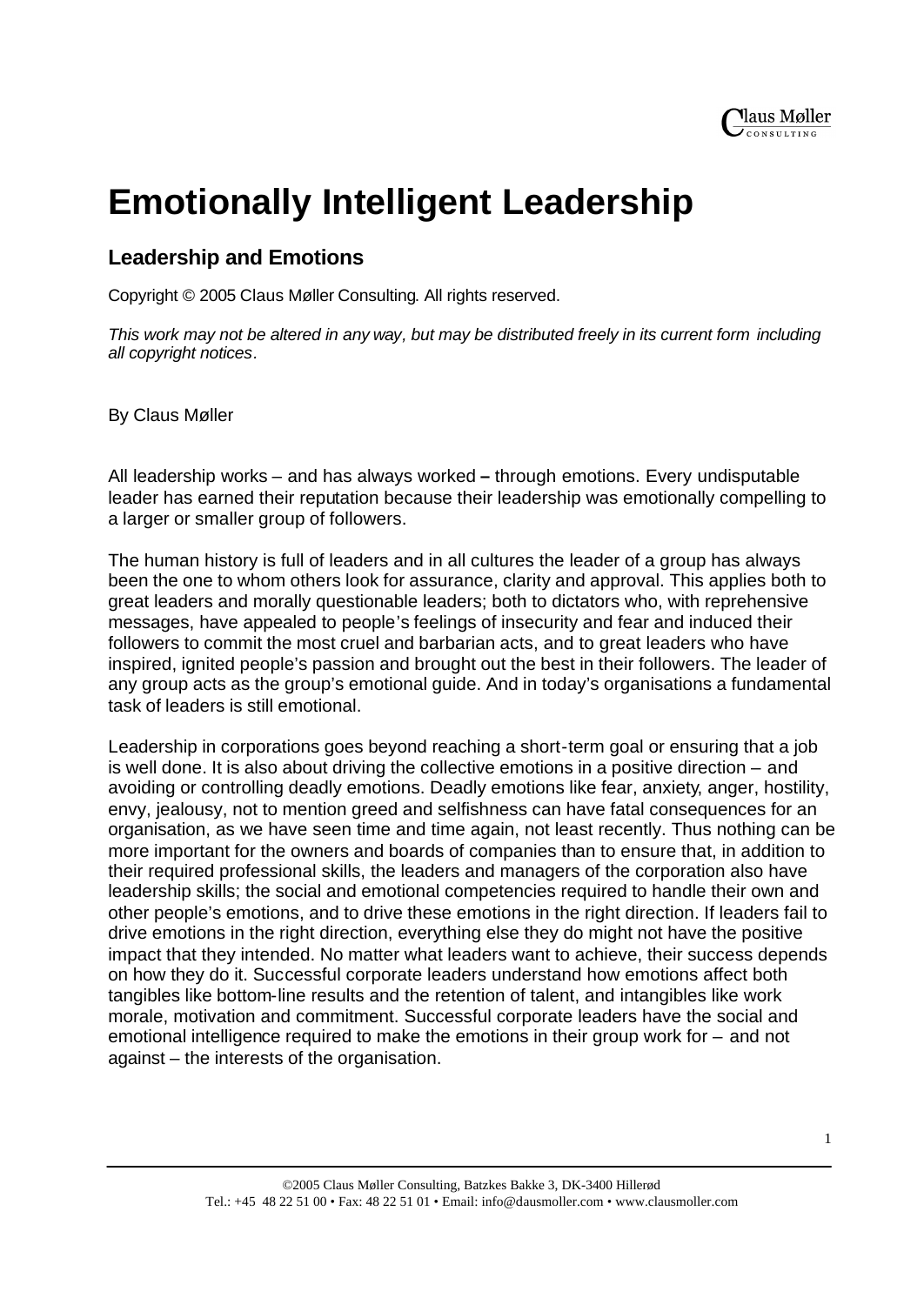# Emotionally Intelligent Leadership

## Leadership and Emotions

Copyright © 2005 Claus Møller Consulting. All rights reserved.

*This work may not be altered in any way, but may be distributed freely in its current form including all copyright notices.*

By Claus Møller

All leadership works – and has always worked **–** through emotions. Every undisputable leader has earned their reputation because their leadership was emotionally compelling to a larger or smaller group of followers.

The human history is full of leaders and in all cultures the leader of a group has always been the one to whom others look for assurance, clarity and approval. This applies both to great leaders and morally questionable leaders; both to dictators who, with reprehensive messages, have appealed to people's feelings of insecurity and fear and induced their followers to commit the most cruel and barbarian acts, and to great leaders who have inspired, ignited people's passion and brought out the best in their followers. The leader of any group acts as the group's emotional guide. And in today's organisations a fundamental task of leaders is still emotional.

Leadership in corporations goes beyond reaching a short-term goal or ensuring that a job is well done. It is also about driving the collective emotions in a positive direction – and avoiding or controlling deadly emotions. Deadly emotions like fear, anxiety, anger, hostility, envy, jealousy, not to mention greed and selfishness can have fatal consequences for an organisation, as we have seen time and time again, not least recently. Thus nothing can be more important for the owners and boards of companies than to ensure that, in addition to their required professional skills, the leaders and managers of the corporation also have leadership skills; the social and emotional competencies required to handle their own and other people's emotions, and to drive these emotions in the right direction. If leaders fail to drive emotions in the right direction, everything else they do might not have the positive impact that they intended. No matter what leaders want to achieve, their success depends on how they do it. Successful corporate leaders understand how emotions affect both tangibles like bottom-line results and the retention of talent, and intangibles like work morale, motivation and commitment. Successful corporate leaders have the social and emotional intelligence required to make the emotions in their group work for – and not against – the interests of the organisation.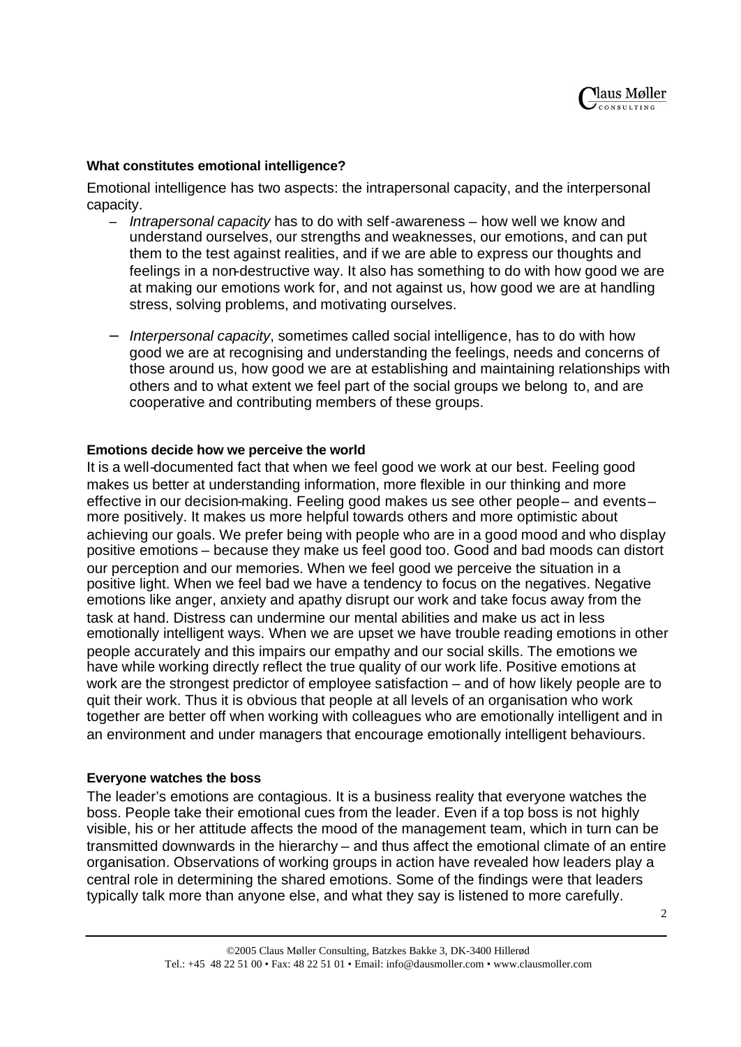#### What constitutes emotional intelligence?

Emotional intelligence has two aspects: the intrapersonal capacity, and the interpersonal capacity.

- *Intrapersonal capacity* has to do with self-awareness – how well we know and understand ourselves, our strengths and weaknesses, our emotions, and can put them to the test against realities, and if we are able to express our thoughts and feelings in a non-destructive way. It also has something to do with how good we are at making our emotions work for, and not against us, how good we are at handling stress, solving problems, and motivating ourselves.

- *Interpersonal capacity*, sometimes called social intelligence, has to do with how good we are at recognising and understanding the feelings, needs and concerns of those around us, how good we are at establishing and maintaining relationships with others and to what extent we feel part of the social groups we belong to, and are cooperative and contributing members of these groups.

#### Emotions decide how we perceive the world

It is a well-documented fact that when we feel good we work at our best. Feeling good makes us better at understanding information, more flexible in our thinking and more effective in our decision-making. Feeling good makes us see other people – and events – more positively. It makes us more helpful towards others and more optimistic about achieving our goals. We prefer being with people who are in a good mood and who display positive emotions – because they make us feel good too. Good and bad moods can distort our perception and our memories. When we feel good we perceive the situation in a positive light. When we feel bad we have a tendency to focus on the negatives. Negative emotions like anger, anxiety and apathy disrupt our work and take focus away from the task at hand. Distress can undermine our mental abilities and make us act in less emotionally intelligent ways. When we are upset we have trouble reading emotions in other people accurately and this impairs our empathy and our social skills. The emotions we have while working directly reflect the true quality of our work life. Positive emotions at work are the strongest predictor of employee satisfaction – and of how likely people are to quit their work. Thus it is obvious that people at all levels of an organisation who work together are better off when working with colleagues who are emotionally intelligent and in an environment and under managers that encourage emotionally intelligent behaviours.

#### Everyone watches the boss

The leader's emotions are contagious. It is a business reality that everyone watches the boss. People take their emotional cues from the leader. Even if a top boss is not highly visible, his or her attitude affects the mood of the management team, which in turn can be transmitted downwards in the hierarchy – and thus affect the emotional climate of an entire organisation. Observations of working groups in action have revealed how leaders play a central role in determining the shared emotions. Some of the findings were that leaders typically talk more than anyone else, and what they say is listened to more carefully.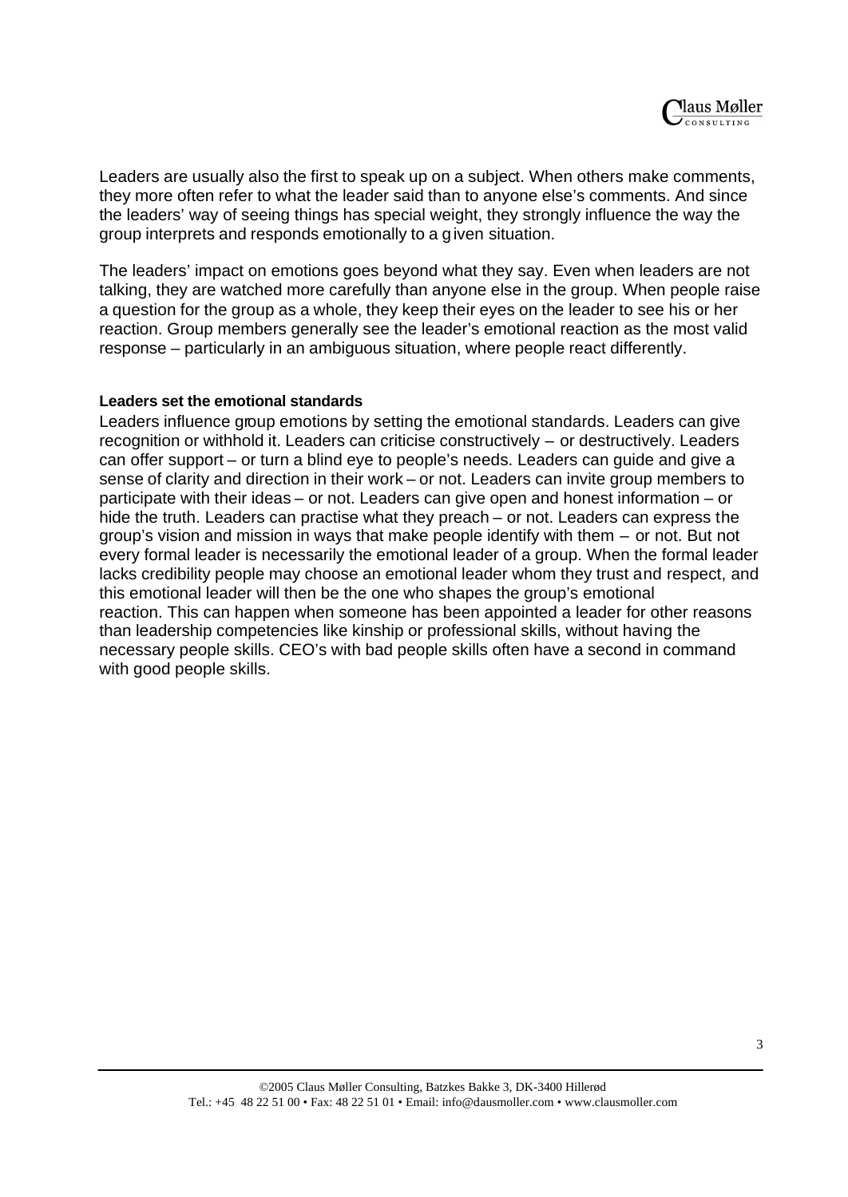Leaders are usually also the first to speak up on a subject. When others make comments, they more often refer to what the leader said than to anyone else's comments. And since the leaders' way of seeing things has special weight, they strongly influence the way the group interprets and responds emotionally to a given situation.

The leaders' impact on emotions goes beyond what they say. Even when leaders are not talking, they are watched more carefully than anyone else in the group. When people raise a question for the group as a whole, they keep their eyes on the leader to see his or her reaction. Group members generally see the leader's emotional reaction as the most valid response – particularly in an ambiguous situation, where people react differently.

**Leaders set the emotional standards**

Leaders influence group emotions by setting the emotional standards. Leaders can give recognition or withhold it. Leaders can criticise constructively – or destructively. Leaders can offer support – or turn a blind eye to people's needs. Leaders can guide and give a sense of clarity and direction in their work – or not. Leaders can invite group members to participate with their ideas – or not. Leaders can give open and honest information – or hide the truth. Leaders can practise what they preach – or not. Leaders can express the group's vision and mission in ways that make people identify with them – or not. But not every formal leader is necessarily the emotional leader of a group. When the formal leader lacks credibility people may choose an emotional leader whom they trust and respect, and this emotional leader will then be the one who shapes the group's emotional reaction. This can happen when someone has been appointed a leader for other reasons than leadership competencies like kinship or professional skills, without having the necessary people skills. CEO's with bad people skills often have a second in command with good people skills.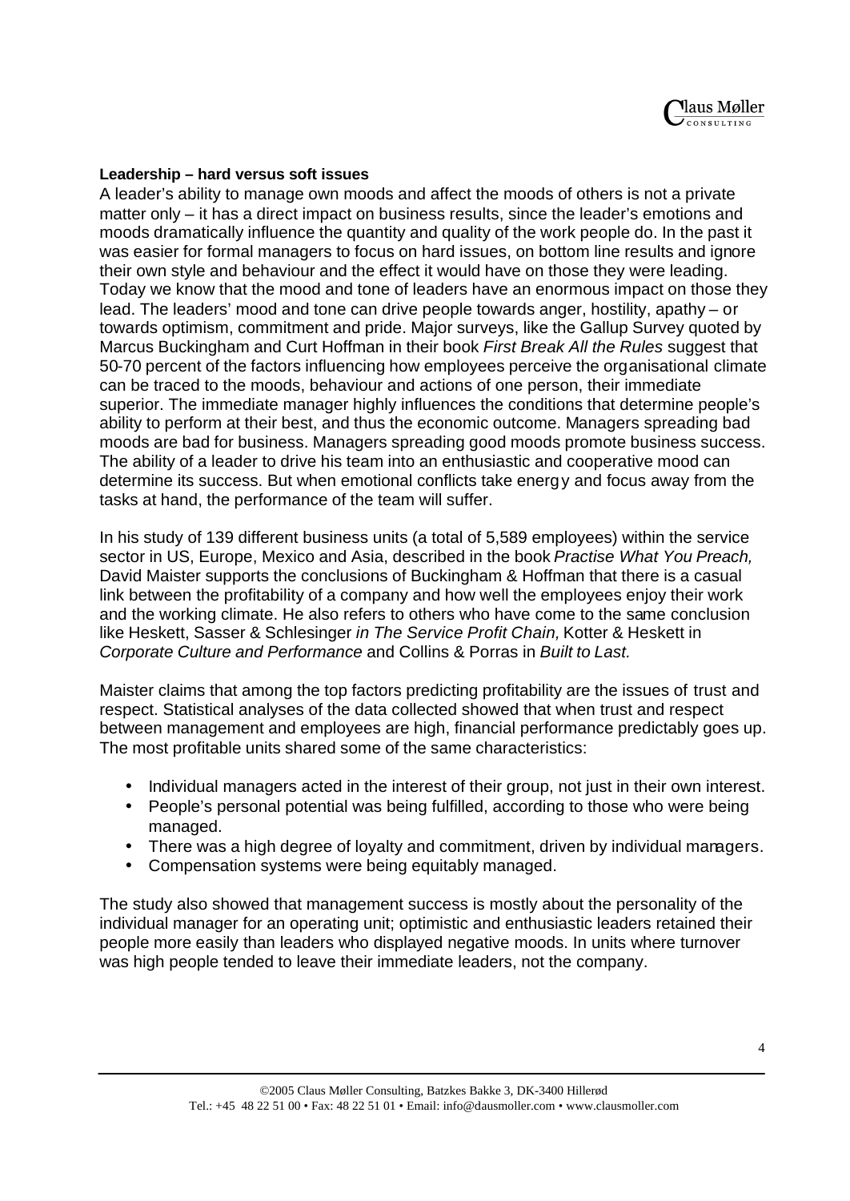**Leadership – hard versus soft issues**

A leader's ability to manage own moods and affect the moods of others is not a private matter only – it has a direct impact on business results, since the leader's emotions and moods dramatically influence the quantity and quality of the work people do. In the past it was easier for formal managers to focus on hard issues, on bottom line results and ignore their own style and behaviour and the effect it would have on those they were leading. Today we know that the mood and tone of leaders have an enormous impact on those they lead. The leaders' mood and tone can drive people towards anger, hostility, apathy – or towards optimism, commitment and pride. Major surveys, like the Gallup Survey quoted by Marcus Buckingham and Curt Hoffman in their book *First Break All the Rules* suggest that 50-70 percent of the factors influencing how employees perceive the organisational climate can be traced to the moods, behaviour and actions of one person, their immediate superior. The immediate manager highly influences the conditions that determine people's ability to perform at their best, and thus the economic outcome. Managers spreading bad moods are bad for business. Managers spreading good moods promote business success. The ability of a leader to drive his team into an enthusiastic and cooperative mood can determine its success. But when emotional conflicts take energy and focus away from the tasks at hand, the performance of the team will suffer.

In his study of 139 different business units (a total of 5,589 employees) within the service sector in US, Europe, Mexico and Asia, described in the book *Practise What You Preach,* David Maister supports the conclusions of Buckingham & Hoffman that there is a casual link between the profitability of a company and how well the employees enjoy their work and the working climate. He also refers to others who have come to the same conclusion like Heskett, Sasser & Schlesinger *in The Service Profit Chain,* Kotter & Heskett in *Corporate Culture and Performance* and Collins & Porras in *Built to Last.*

Maister claims that among the top factors predicting profitability are the issues of trust and respect. Statistical analyses of the data collected showed that when trust and respect between management and employees are high, financial performance predictably goes up. The most profitable units shared some of the same characteristics:

- Individual managers acted in the interest of their group, not just in their own interest.
- People's personal potential was being fulfilled, according to those who were being managed.
- There was a high degree of loyalty and commitment, driven by individual managers.
- Compensation systems were being equitably managed.

The study also showed that management success is mostly about the personality of the individual manager for an operating unit; optimistic and enthusiastic leaders retained their people more easily than leaders who displayed negative moods. In units where turnover was high people tended to leave their immediate leaders, not the company.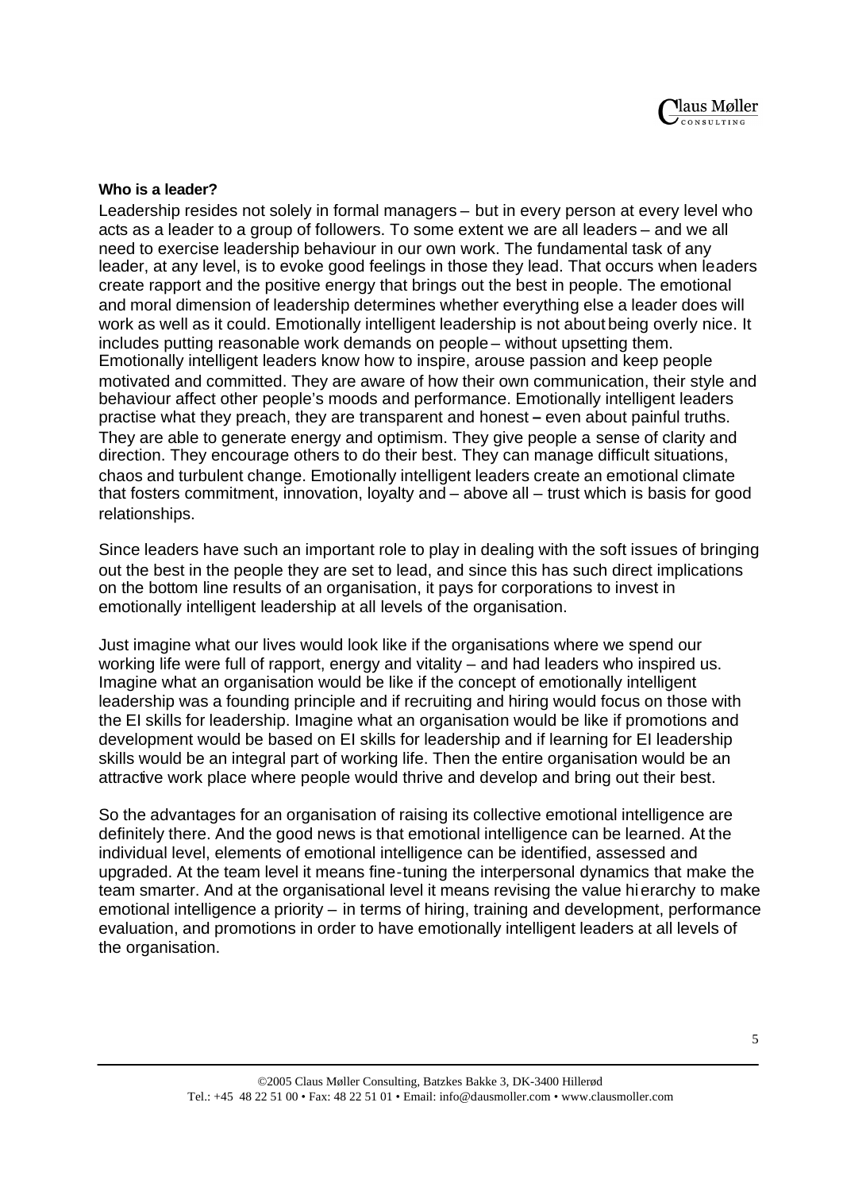**Who is a leader?**

Leadership resides not solely in formal managers – but in every person at every level who acts as a leader to a group of followers. To some extent we are all leaders – and we all need to exercise leadership behaviour in our own work. The fundamental task of any leader, at any level, is to evoke good feelings in those they lead. That occurs when leaders create rapport and the positive energy that brings out the best in people. The emotional and moral dimension of leadership determines whether everything else a leader does will work as well as it could. Emotionally intelligent leadership is not about being overly nice. It includes putting reasonable work demands on people – without upsetting them. Emotionally intelligent leaders know how to inspire, arouse passion and keep people motivated and committed. They are aware of how their own communication, their style and behaviour affect other people's moods and performance. Emotionally intelligent leaders practise what they preach, they are transparent and honest – even about painful truths. They are able to generate energy and optimism. They give people a sense of clarity and direction. They encourage others to do their best. They can manage difficult situations, chaos and turbulent change. Emotionally intelligent leaders create an emotional climate that fosters commitment, innovation, loyalty and – above all – trust which is basis for good relationships.

Since leaders have such an important role to play in dealing with the soft issues of bringing out the best in the people they are set to lead, and since this has such direct implications on the bottom line results of an organisation, it pays for corporations to invest in emotionally intelligent leadership at all levels of the organisation.

Just imagine what our lives would look like if the organisations where we spend our working life were full of rapport, energy and vitality – and had leaders who inspired us. Imagine what an organisation would be like if the concept of emotionally intelligent leadership was a founding principle and if recruiting and hiring would focus on those with the EI skills for leadership. Imagine what an organisation would be like if promotions and development would be based on EI skills for leadership and if learning for EI leadership skills would be an integral part of working life. Then the entire organisation would be an attractive work place where people would thrive and develop and bring out their best.

So the advantages for an organisation of raising its collective emotional intelligence are definitely there. And the good news is that emotional intelligence can be learned. At the individual level, elements of emotional intelligence can be identified, assessed and upgraded. At the team level it means fine-tuning the interpersonal dynamics that make the team smarter. And at the organisational level it means revising the value hierarchy to make emotional intelligence a priority – in terms of hiring, training and development, performance evaluation, and promotions in order to have emotionally intelligent leaders at all levels of the organisation.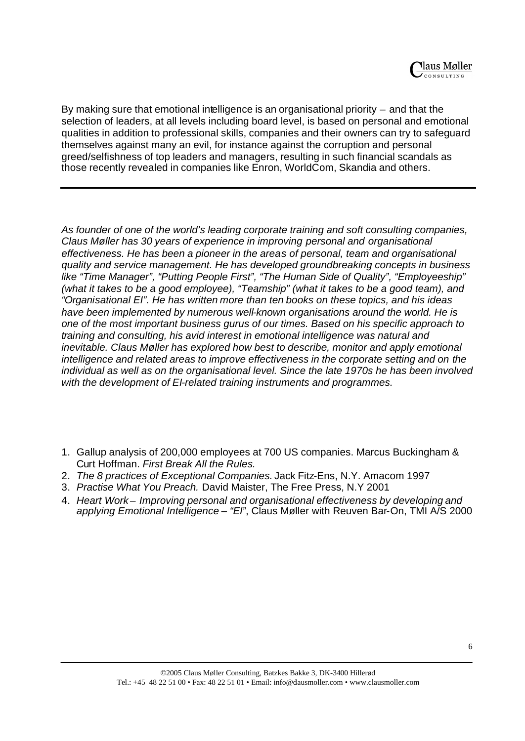By making sure that emotional intelligence is an organisational priority – and that the selection of leaders, at all levels including board level, is based on personal and emotional qualities in addition to professional skills, companies and their owners can try to safeguard themselves against many an evil, for instance against the corruption and personal greed/selfishness of top leaders and managers, resulting in such financial scandals as those recently revealed in companies like Enron, WorldCom, Skandia and others.

---

*As founder of one of the world's leading corporate training and soft consulting companies, Claus Møller has 30 years of experience in improving personal and organisational effectiveness. He has been a pioneer in the areas of personal, team and organisational quality and service management. He has developed groundbreaking concepts in business like "Time Manager", "Putting People First", "The Human Side of Quality", "Employeeship" (what it takes to be a good employee), "Teamship" (what it takes to be a good team), and "Organisational EI". He has written more than ten books on these topics, and his ideas have been implemented by numerous well-known organisations around the world. He is one of the most important business gurus of our times. Based on his specific approach to training and consulting, his avid interest in emotional intelligence was natural and inevitable. Claus Møller has explored how best to describe, monitor and apply emotional intelligence and related areas to improve effectiveness in the corporate setting and on the individual as well as on the organisational level. Since the late 1970s he has been involved with the development of EI-related training instruments and programmes.*

1. Gallup analysis of 200,000 employees at 700 US companies. Marcus Buckingham & Curt Hoffman. *First Break All the Rules.*
2. *The 8 practices of Exceptional Companies.* Jack Fitz-Ens, N.Y. Amacom 1997
3. *Practise What You Preach.* David Maister, The Free Press, N.Y 2001
4. *Heart Work – Improving personal and organisational effectiveness by developing and applying Emotional Intelligence – "EI"*, Claus Møller with Reuven Bar-On, TMI A/S 2000